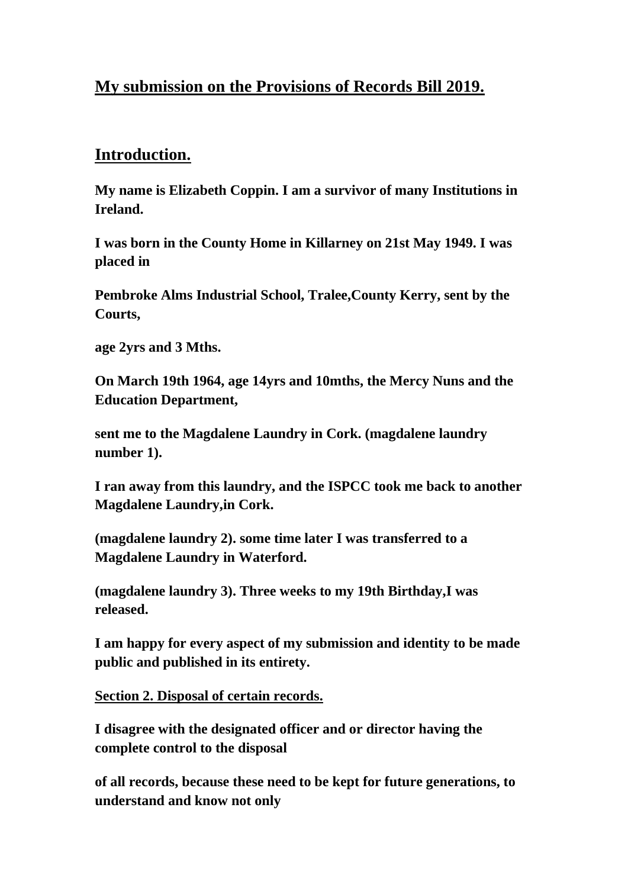## My submission on the Provisions of Records Bill 2019.

## Introduction.

**My name is Elizabeth Coppin. I am a survivor of many Institutions in Ireland.**

**I was born in the County Home in Killarney on 21st May 1949. I was placed in**

**Pembroke Alms Industrial School, Tralee,County Kerry, sent by the Courts,**

**age 2yrs and 3 Mths.**

**On March 19th 1964, age 14yrs and 10mths, the Mercy Nuns and the Education Department,**

**sent me to the Magdalene Laundry in Cork. (magdalene laundry number 1).**

**I ran away from this laundry, and the ISPCC took me back to another Magdalene Laundry,in Cork.**

**(magdalene laundry 2). some time later I was transferred to a Magdalene Laundry in Waterford.**

**(magdalene laundry 3). Three weeks to my 19th Birthday,I was released.**

**I am happy for every aspect of my submission and identity to be made public and published in its entirety.**

**Section 2. Disposal of certain records.**

**I disagree with the designated officer and or director having the complete control to the disposal**

**of all records, because these need to be kept for future generations, to understand and know not only**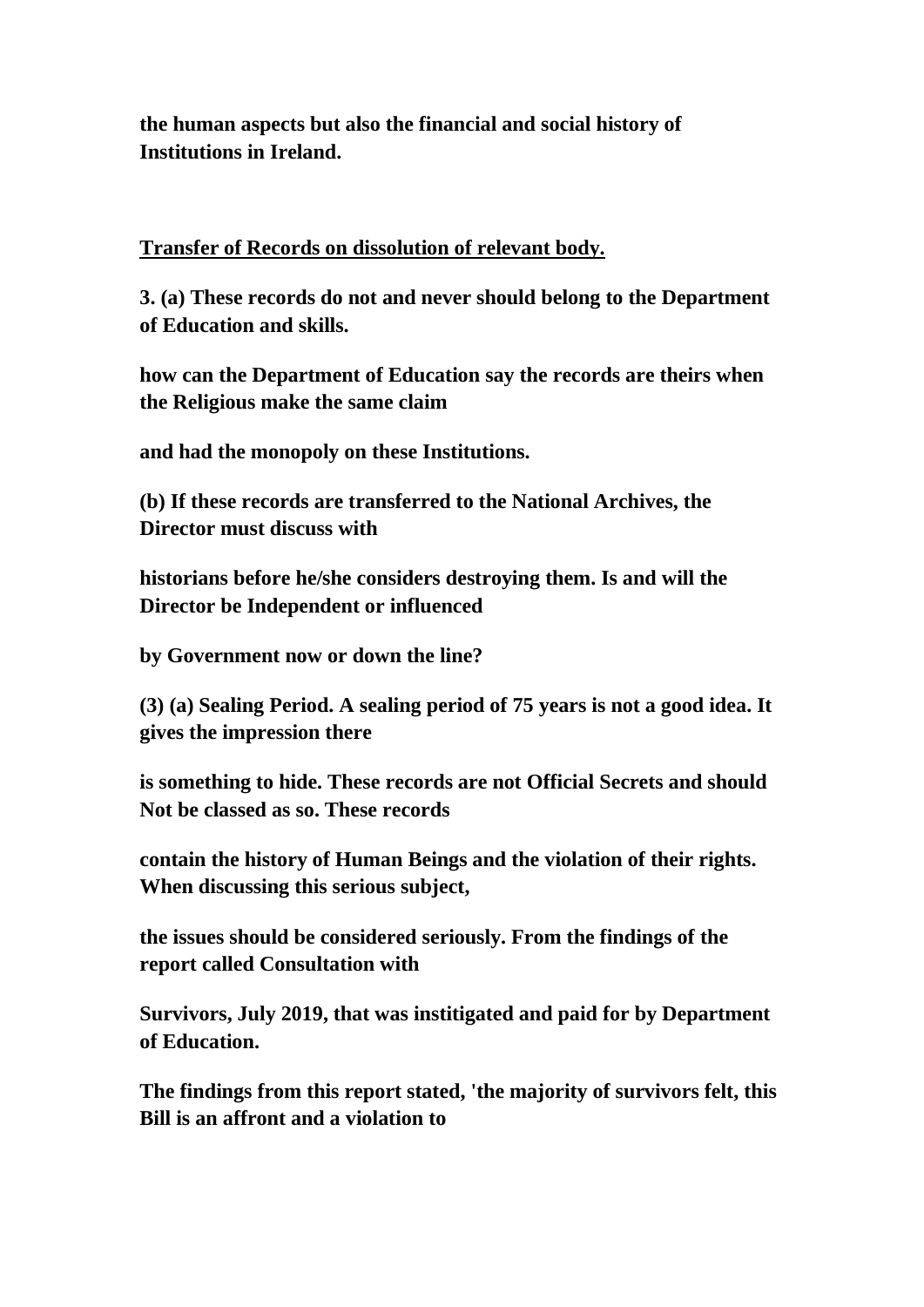**the human aspects but also the financial and social history of Institutions in Ireland.**

**Transfer of Records on dissolution of relevant body.**

**3. (a) These records do not and never should belong to the Department of Education and skills.**

**how can the Department of Education say the records are theirs when the Religious make the same claim**

**and had the monopoly on these Institutions.**

**(b) If these records are transferred to the National Archives, the Director must discuss with**

**historians before he/she considers destroying them. Is and will the Director be Independent or influenced**

**by Government now or down the line?**

**(3) (a) Sealing Period. A sealing period of 75 years is not a good idea. It gives the impression there**

**is something to hide. These records are not Official Secrets and should Not be classed as so. These records**

**contain the history of Human Beings and the violation of their rights. When discussing this serious subject,**

**the issues should be considered seriously. From the findings of the report called Consultation with**

**Survivors, July 2019, that was institigated and paid for by Department of Education.**

**The findings from this report stated, 'the majority of survivors felt, this Bill is an affront and a violation to**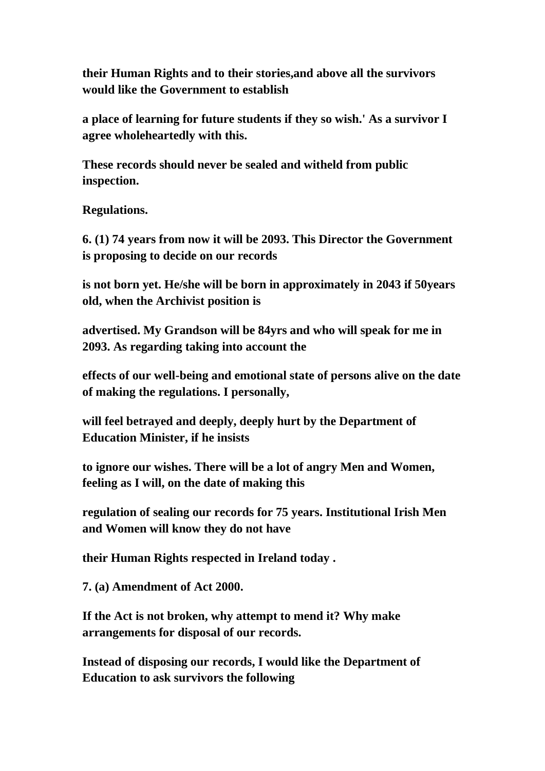**their Human Rights and to their stories,and above all the survivors would like the Government to establish**

**a place of learning for future students if they so wish.' As a survivor I agree wholeheartedly with this.**

**These records should never be sealed and witheld from public inspection.**

**Regulations.**

**6. (1) 74 years from now it will be 2093. This Director the Government is proposing to decide on our records**

**is not born yet. He/she will be born in approximately in 2043 if 50years old, when the Archivist position is**

**advertised. My Grandson will be 84yrs and who will speak for me in 2093. As regarding taking into account the**

**effects of our well-being and emotional state of persons alive on the date of making the regulations. I personally,**

**will feel betrayed and deeply, deeply hurt by the Department of Education Minister, if he insists**

**to ignore our wishes. There will be a lot of angry Men and Women, feeling as I will, on the date of making this**

**regulation of sealing our records for 75 years. Institutional Irish Men and Women will know they do not have**

**their Human Rights respected in Ireland today .**

**7. (a) Amendment of Act 2000.**

**If the Act is not broken, why attempt to mend it? Why make arrangements for disposal of our records.**

**Instead of disposing our records, I would like the Department of Education to ask survivors the following**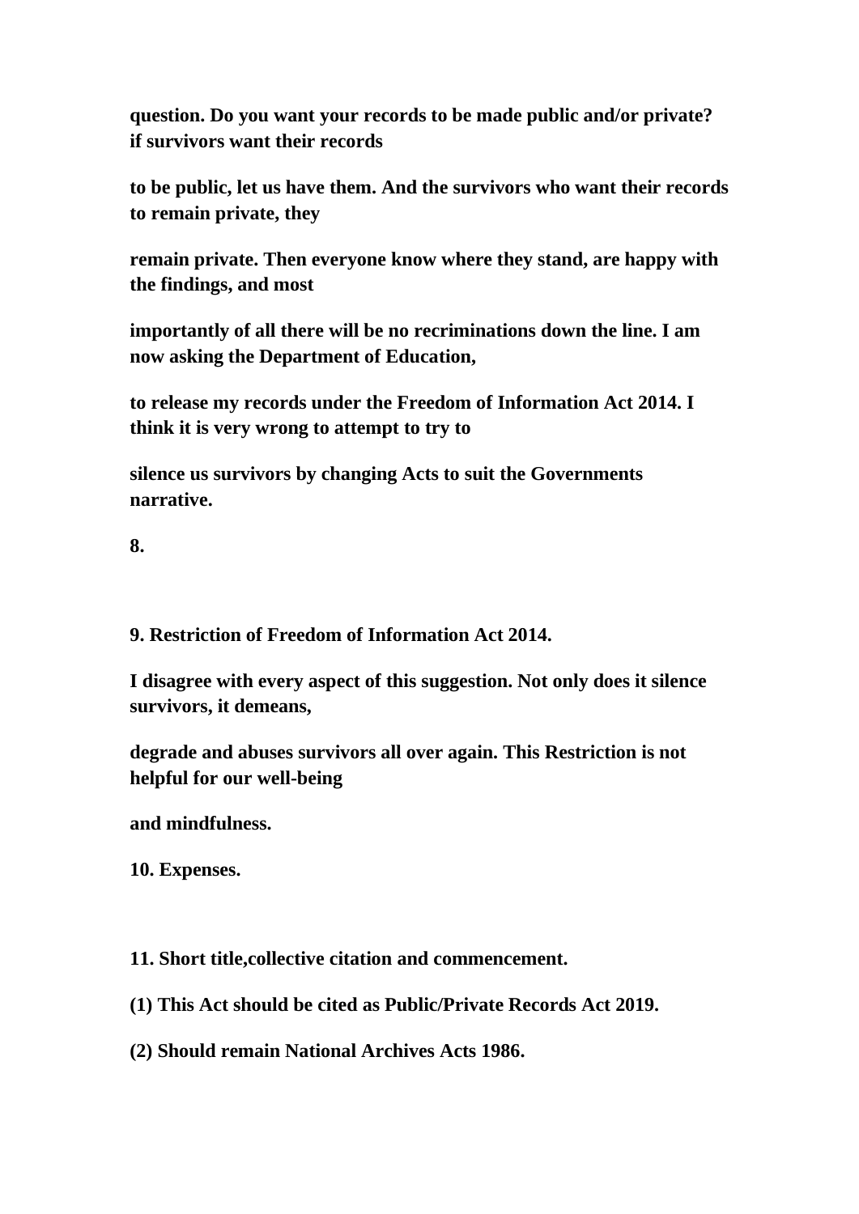**question. Do you want your records to be made public and/or private? if survivors want their records**

**to be public, let us have them. And the survivors who want their records to remain private, they**

**remain private. Then everyone know where they stand, are happy with the findings, and most**

**importantly of all there will be no recriminations down the line. I am now asking the Department of Education,**

**to release my records under the Freedom of Information Act 2014. I think it is very wrong to attempt to try to**

**silence us survivors by changing Acts to suit the Governments narrative.**

**8.**

**9. Restriction of Freedom of Information Act 2014.**

**I disagree with every aspect of this suggestion. Not only does it silence survivors, it demeans,**

**degrade and abuses survivors all over again. This Restriction is not helpful for our well-being**

**and mindfulness.**

**10. Expenses.**

**11. Short title,collective citation and commencement.**

**(1) This Act should be cited as Public/Private Records Act 2019.**

**(2) Should remain National Archives Acts 1986.**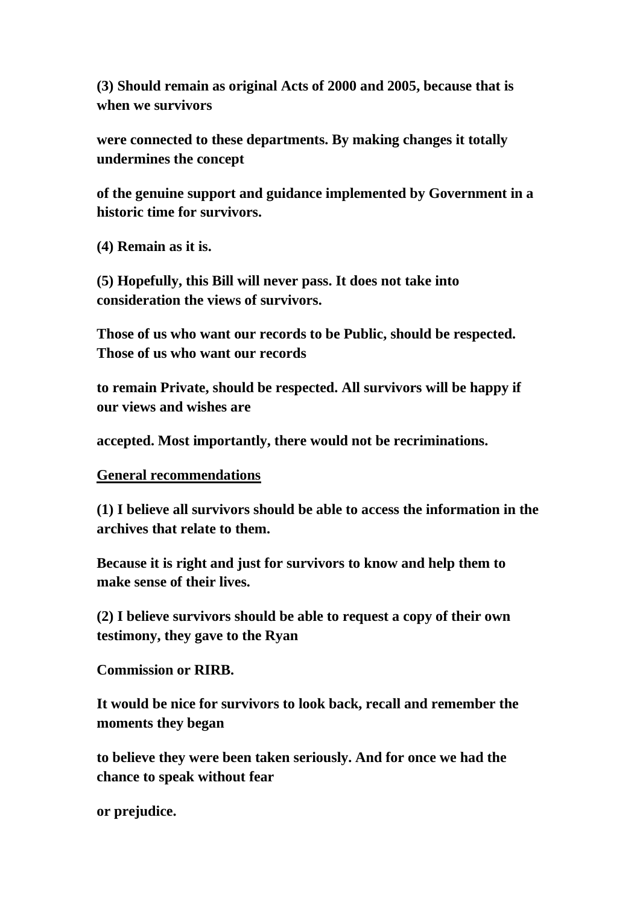**(3) Should remain as original Acts of 2000 and 2005, because that is when we survivors were connected to these departments. By making changes it totally undermines the concept of the genuine support and guidance implemented by Government in a historic time for survivors.**

**(4) Remain as it is.**

**(5) Hopefully, this Bill will never pass. It does not take into consideration the views of survivors.**

**Those of us who want our records to be Public, should be respected. Those of us who want our records to remain Private, should be respected. All survivors will be happy if our views and wishes are accepted. Most importantly, there would not be recriminations.**

**General recommendations**

**(1) I believe all survivors should be able to access the information in the archives that relate to them.**

**Because it is right and just for survivors to know and help them to make sense of their lives.**

**(2) I believe survivors should be able to request a copy of their own testimony, they gave to the Ryan Commission or RIRB.**

**It would be nice for survivors to look back, recall and remember the moments they began to believe they were been taken seriously. And for once we had the chance to speak without fear or prejudice.**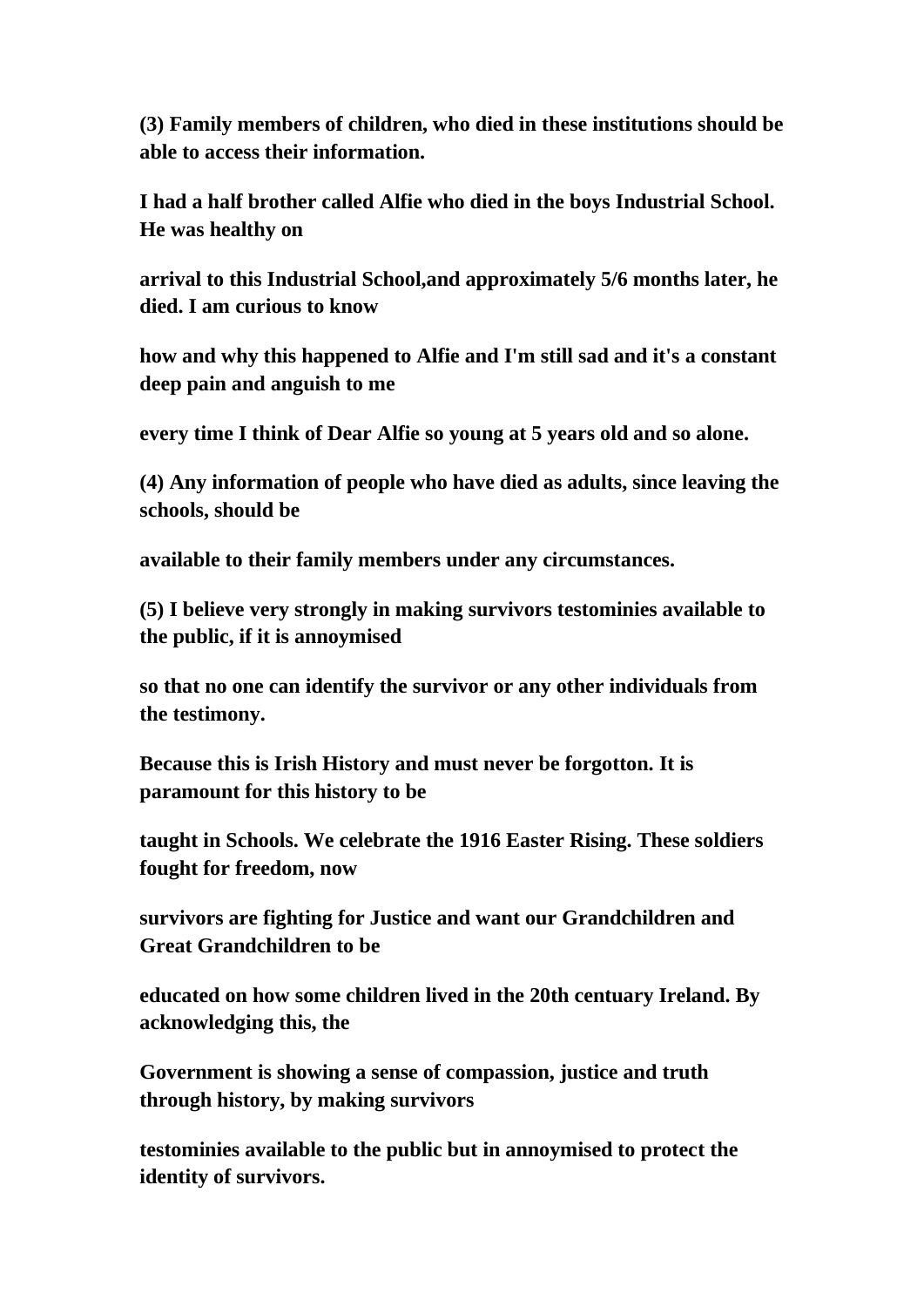**(3) Family members of children, who died in these institutions should be able to access their information.**

**I had a half brother called Alfie who died in the boys Industrial School. He was healthy on arrival to this Industrial School,and approximately 5/6 months later, he died. I am curious to know how and why this happened to Alfie and I'm still sad and it's a constant deep pain and anguish to me every time I think of Dear Alfie so young at 5 years old and so alone.**

**(4) Any information of people who have died as adults, since leaving the schools, should be available to their family members under any circumstances.**

**(5) I believe very strongly in making survivors testominies available to the public, if it is annoymised so that no one can identify the survivor or any other individuals from the testimony.**

**Because this is Irish History and must never be forgotton. It is paramount for this history to be taught in Schools. We celebrate the 1916 Easter Rising. These soldiers fought for freedom, now survivors are fighting for Justice and want our Grandchildren and Great Grandchildren to be educated on how some children lived in the 20th centuary Ireland. By acknowledging this, the Government is showing a sense of compassion, justice and truth through history, by making survivors testominies available to the public but in annoymised to protect the identity of survivors.**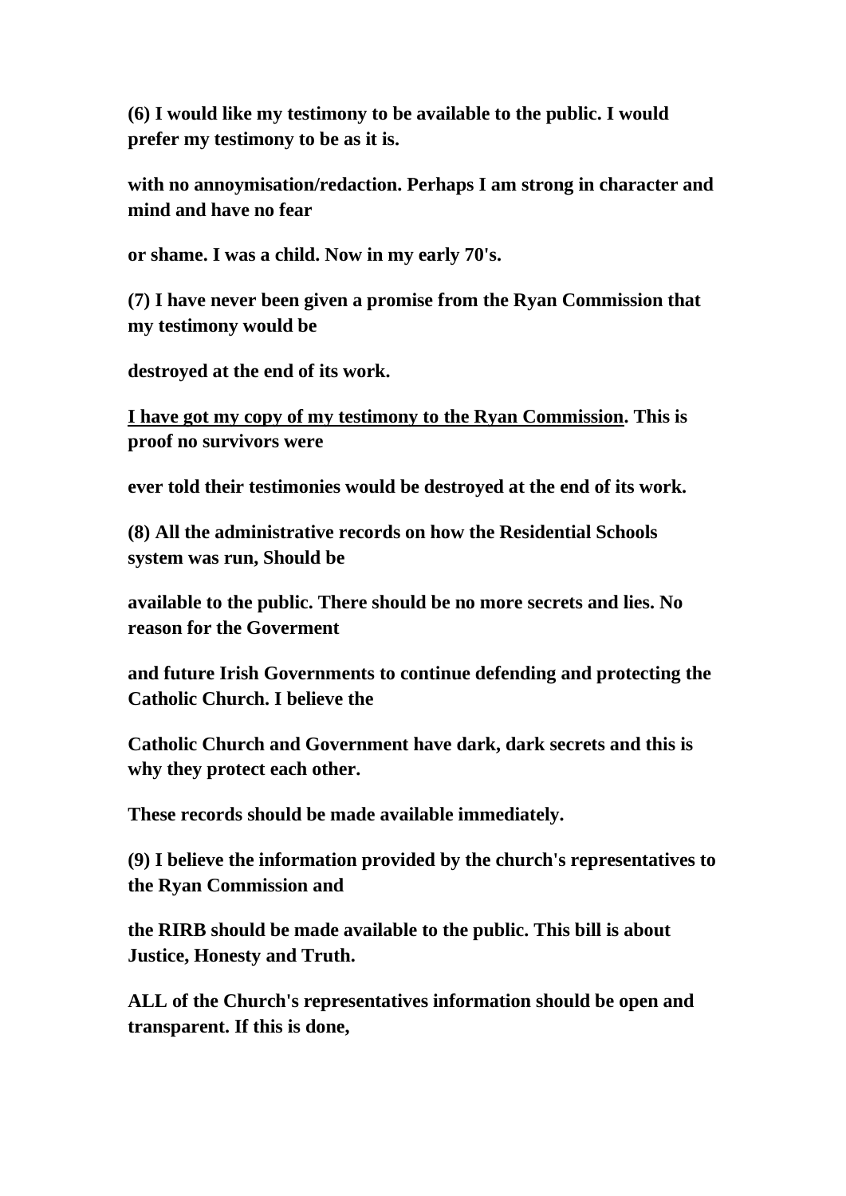**(6) I would like my testimony to be available to the public. I would prefer my testimony to be as it is.**

**with no annoymisation/redaction. Perhaps I am strong in character and mind and have no fear**

**or shame. I was a child. Now in my early 70's.**

**(7) I have never been given a promise from the Ryan Commission that my testimony would be**

**destroyed at the end of its work.**

**<u>I have got my copy of my testimony to the Ryan Commission</u>. This is proof no survivors were**

**ever told their testimonies would be destroyed at the end of its work.**

**(8) All the administrative records on how the Residential Schools system was run, Should be**

**available to the public. There should be no more secrets and lies. No reason for the Goverment**

**and future Irish Governments to continue defending and protecting the Catholic Church. I believe the**

**Catholic Church and Government have dark, dark secrets and this is why they protect each other.**

**These records should be made available immediately.**

**(9) I believe the information provided by the church's representatives to the Ryan Commission and**

**the RIRB should be made available to the public. This bill is about Justice, Honesty and Truth.**

**ALL of the Church's representatives information should be open and transparent. If this is done,**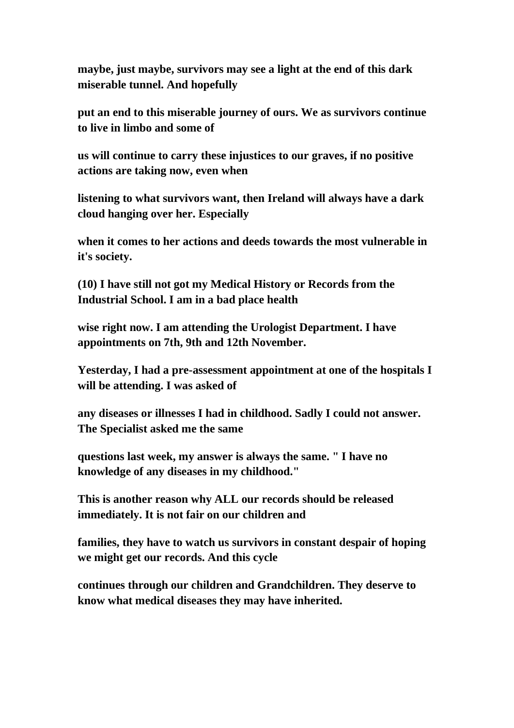**maybe, just maybe, survivors may see a light at the end of this dark miserable tunnel. And hopefully**

**put an end to this miserable journey of ours. We as survivors continue to live in limbo and some of**

**us will continue to carry these injustices to our graves, if no positive actions are taking now, even when**

**listening to what survivors want, then Ireland will always have a dark cloud hanging over her. Especially**

**when it comes to her actions and deeds towards the most vulnerable in it's society.**

**(10) I have still not got my Medical History or Records from the Industrial School. I am in a bad place health**

**wise right now. I am attending the Urologist Department. I have appointments on 7th, 9th and 12th November.**

**Yesterday, I had a pre-assessment appointment at one of the hospitals I will be attending. I was asked of**

**any diseases or illnesses I had in childhood. Sadly I could not answer. The Specialist asked me the same**

**questions last week, my answer is always the same. " I have no knowledge of any diseases in my childhood."**

**This is another reason why ALL our records should be released immediately. It is not fair on our children and**

**families, they have to watch us survivors in constant despair of hoping we might get our records. And this cycle**

**continues through our children and Grandchildren. They deserve to know what medical diseases they may have inherited.**